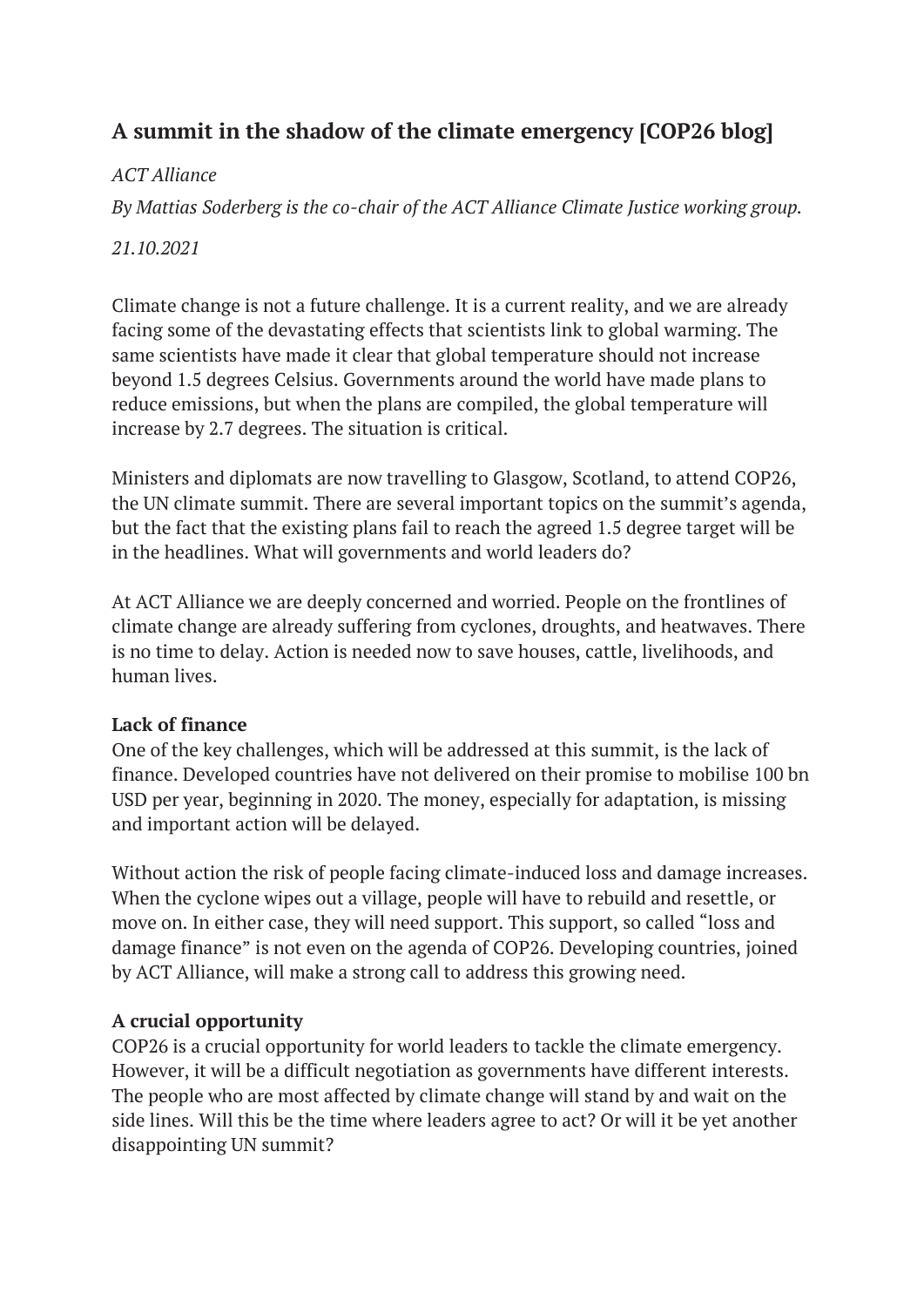# A summit in the shadow of the climate emergency [COP26 blog]

*ACT Alliance*

*By Mattias Soderberg is the co-chair of the ACT Alliance Climate Justice working group.*

*21.10.2021*

Climate change is not a future challenge. It is a current reality, and we are already facing some of the devastating effects that scientists link to global warming. The same scientists have made it clear that global temperature should not increase beyond 1.5 degrees Celsius. Governments around the world have made plans to reduce emissions, but when the plans are compiled, the global temperature will increase by 2.7 degrees. The situation is critical.

Ministers and diplomats are now travelling to Glasgow, Scotland, to attend COP26, the UN climate summit. There are several important topics on the summit's agenda, but the fact that the existing plans fail to reach the agreed 1.5 degree target will be in the headlines. What will governments and world leaders do?

At ACT Alliance we are deeply concerned and worried. People on the frontlines of climate change are already suffering from cyclones, droughts, and heatwaves. There is no time to delay. Action is needed now to save houses, cattle, livelihoods, and human lives.

**Lack of finance**

One of the key challenges, which will be addressed at this summit, is the lack of finance. Developed countries have not delivered on their promise to mobilise 100 bn USD per year, beginning in 2020. The money, especially for adaptation, is missing and important action will be delayed.

Without action the risk of people facing climate-induced loss and damage increases. When the cyclone wipes out a village, people will have to rebuild and resettle, or move on. In either case, they will need support. This support, so called "loss and damage finance" is not even on the agenda of COP26. Developing countries, joined by ACT Alliance, will make a strong call to address this growing need.

**A crucial opportunity**

COP26 is a crucial opportunity for world leaders to tackle the climate emergency. However, it will be a difficult negotiation as governments have different interests. The people who are most affected by climate change will stand by and wait on the side lines. Will this be the time where leaders agree to act? Or will it be yet another disappointing UN summit?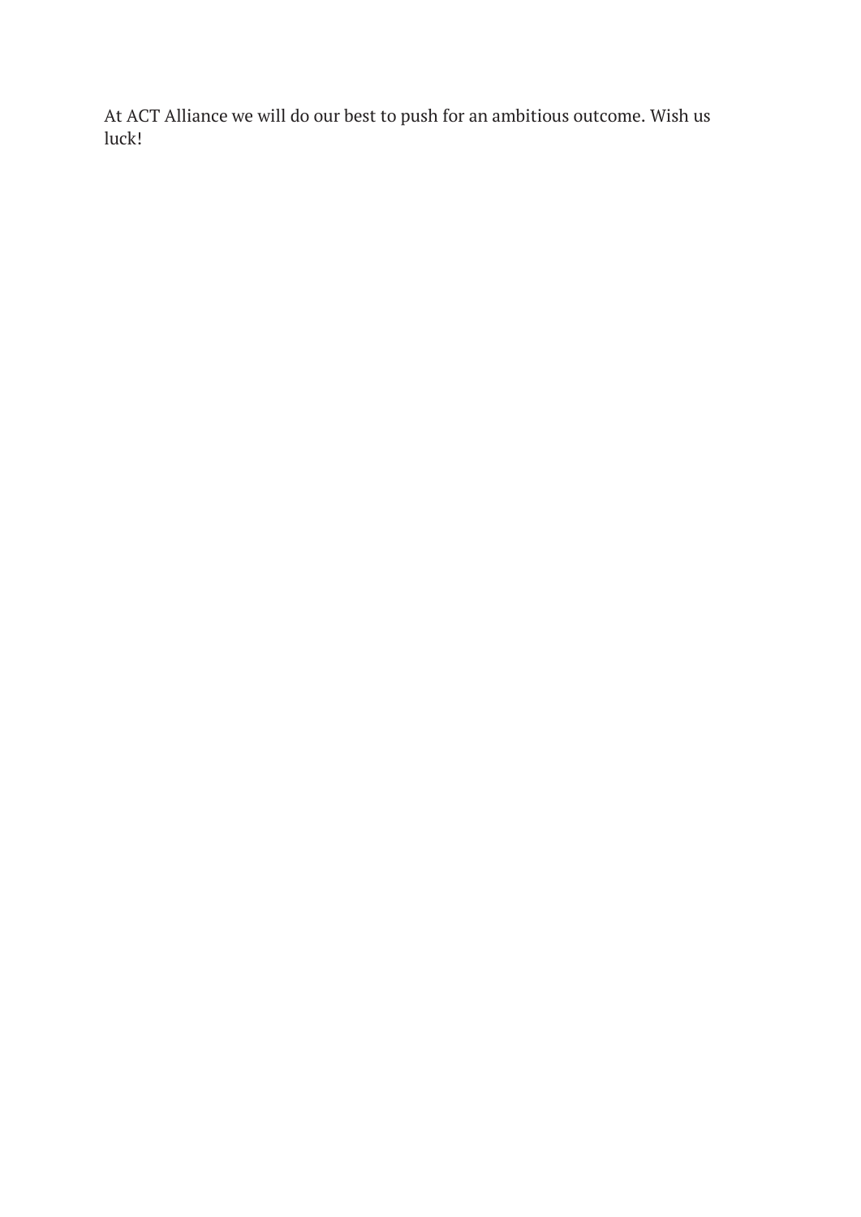At ACT Alliance we will do our best to push for an ambitious outcome. Wish us luck!